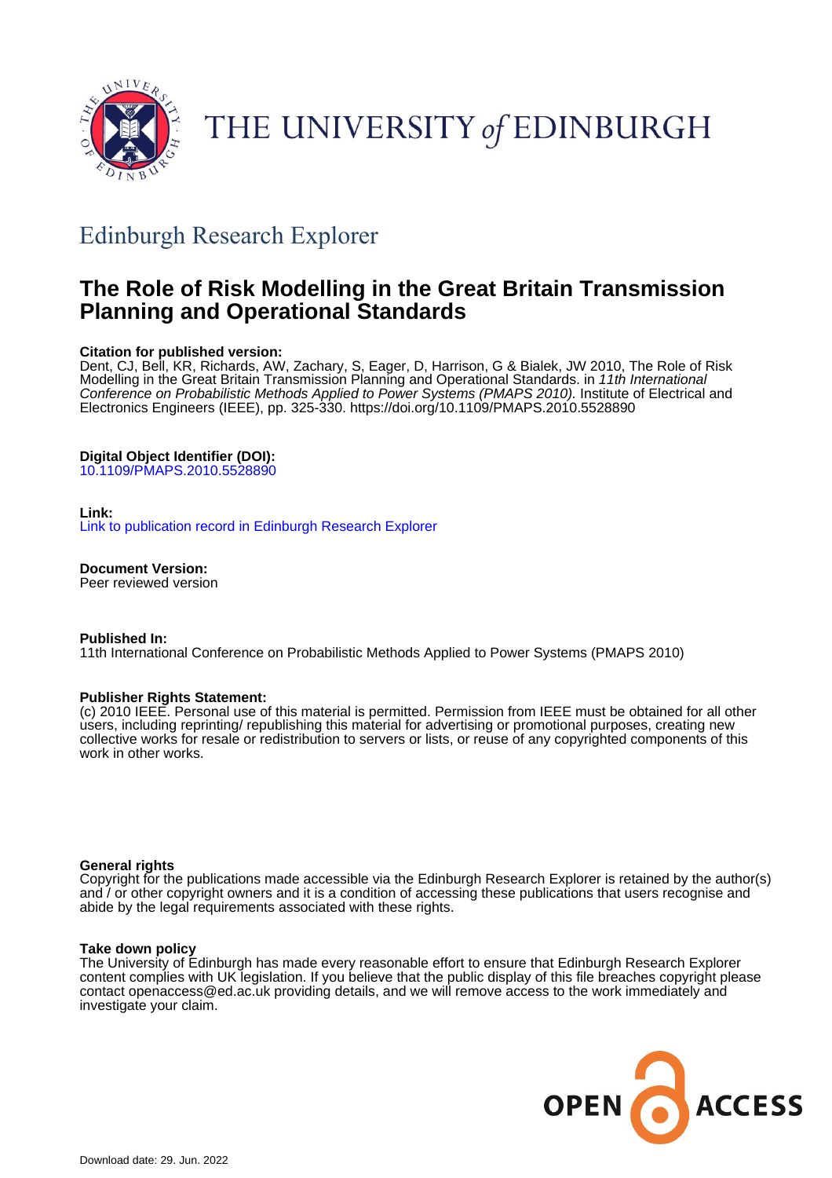THE UNIVERSITY *of* EDINBURGH

## Edinburgh Research Explorer

# The Role of Risk Modelling in the Great Britain Transmission Planning and Operational Standards

**Citation for published version:**
Dent, CJ, Bell, KR, Richards, AW, Zachary, S, Eager, D, Harrison, G & Bialek, JW 2010, The Role of Risk Modelling in the Great Britain Transmission Planning and Operational Standards. in *11th International Conference on Probabilistic Methods Applied to Power Systems (PMAPS 2010).* Institute of Electrical and Electronics Engineers (IEEE), pp. 325-330. https://doi.org/10.1109/PMAPS.2010.5528890

**Digital Object Identifier (DOI):**
10.1109/PMAPS.2010.5528890

**Link:**
Link to publication record in Edinburgh Research Explorer

**Document Version:**
Peer reviewed version

**Published In:**
11th International Conference on Probabilistic Methods Applied to Power Systems (PMAPS 2010)

**Publisher Rights Statement:**
(c) 2010 IEEE. Personal use of this material is permitted. Permission from IEEE must be obtained for all other users, including reprinting/ republishing this material for advertising or promotional purposes, creating new collective works for resale or redistribution to servers or lists, or reuse of any copyrighted components of this work in other works.

**General rights**
Copyright for the publications made accessible via the Edinburgh Research Explorer is retained by the author(s) and / or other copyright owners and it is a condition of accessing these publications that users recognise and abide by the legal requirements associated with these rights.

**Take down policy**
The University of Edinburgh has made every reasonable effort to ensure that Edinburgh Research Explorer content complies with UK legislation. If you believe that the public display of this file breaches copyright please contact openaccess@ed.ac.uk providing details, and we will remove access to the work immediately and investigate your claim.

Download date: 29. Jun. 2022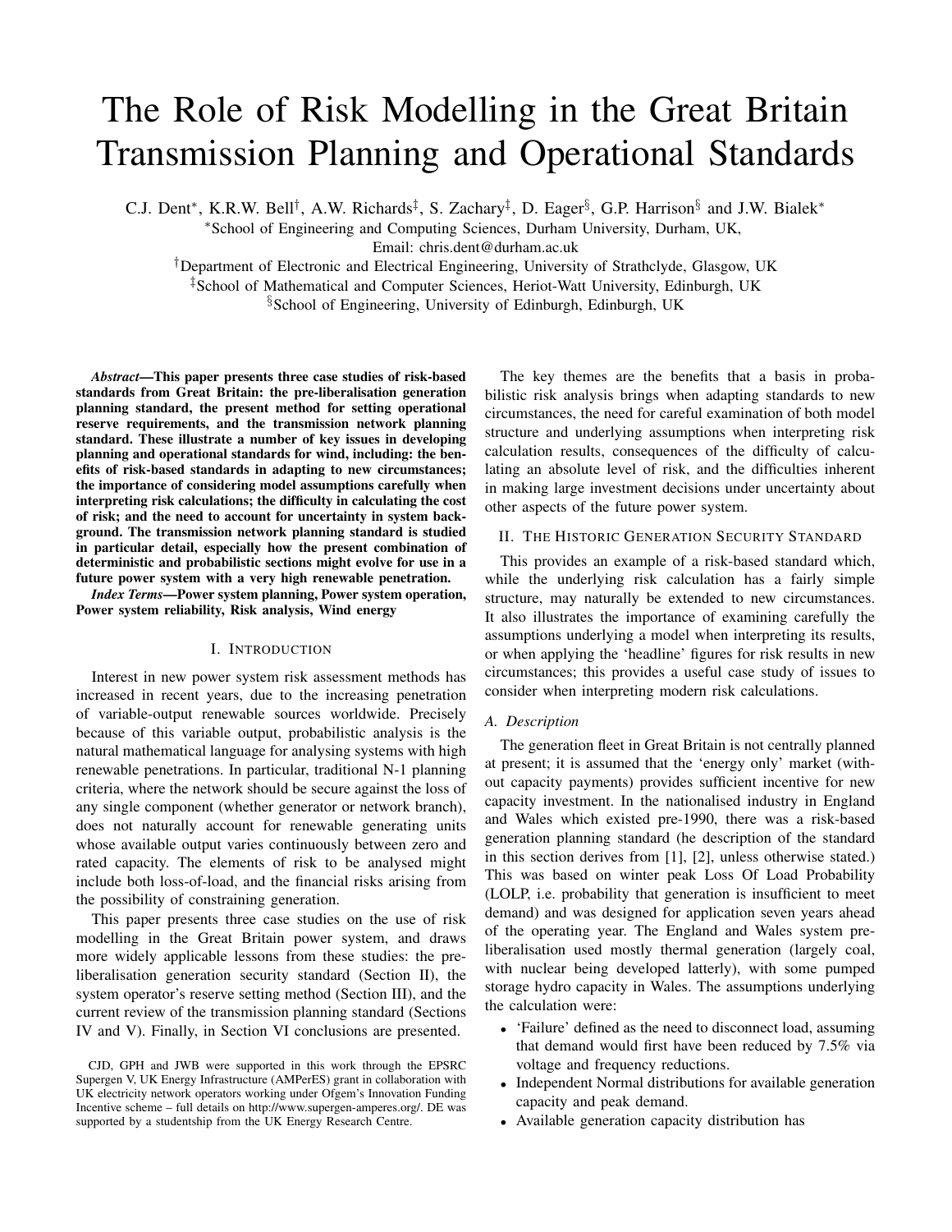# The Role of Risk Modelling in the Great Britain Transmission Planning and Operational Standards

C.J. Dent*, K.R.W. Bell†, A.W. Richards‡, S. Zachary‡, D. Eager§, G.P. Harrison§ and J.W. Bialek*

*School of Engineering and Computing Sciences, Durham University, Durham, UK,
Email: chris.dent@durham.ac.uk

†Department of Electronic and Electrical Engineering, University of Strathclyde, Glasgow, UK

‡School of Mathematical and Computer Sciences, Heriot-Watt University, Edinburgh, UK

§School of Engineering, University of Edinburgh, Edinburgh, UK

***Abstract*—This paper presents three case studies of risk-based standards from Great Britain: the pre-liberalisation generation planning standard, the present method for setting operational reserve requirements, and the transmission network planning standard. These illustrate a number of key issues in developing planning and operational standards for wind, including: the benefits of risk-based standards in adapting to new circumstances; the importance of considering model assumptions carefully when interpreting risk calculations; the difficulty in calculating the cost of risk; and the need to account for uncertainty in system background. The transmission network planning standard is studied in particular detail, especially how the present combination of deterministic and probabilistic sections might evolve for use in a future power system with a very high renewable penetration.**

***Index Terms*—Power system planning, Power system operation, Power system reliability, Risk analysis, Wind energy**

## I. Introduction

Interest in new power system risk assessment methods has increased in recent years, due to the increasing penetration of variable-output renewable sources worldwide. Precisely because of this variable output, probabilistic analysis is the natural mathematical language for analysing systems with high renewable penetrations. In particular, traditional N-1 planning criteria, where the network should be secure against the loss of any single component (whether generator or network branch), does not naturally account for renewable generating units whose available output varies continuously between zero and rated capacity. The elements of risk to be analysed might include both loss-of-load, and the financial risks arising from the possibility of constraining generation.

This paper presents three case studies on the use of risk modelling in the Great Britain power system, and draws more widely applicable lessons from these studies: the pre-liberalisation generation security standard (Section II), the system operator's reserve setting method (Section III), and the current review of the transmission planning standard (Sections IV and V). Finally, in Section VI conclusions are presented.

The key themes are the benefits that a basis in probabilistic risk analysis brings when adapting standards to new circumstances, the need for careful examination of both model structure and underlying assumptions when interpreting risk calculation results, consequences of the difficulty of calculating an absolute level of risk, and the difficulties inherent in making large investment decisions under uncertainty about other aspects of the future power system.

## II. The Historic Generation Security Standard

This provides an example of a risk-based standard which, while the underlying risk calculation has a fairly simple structure, may naturally be extended to new circumstances. It also illustrates the importance of examining carefully the assumptions underlying a model when interpreting its results, or when applying the 'headline' figures for risk results in new circumstances; this provides a useful case study of issues to consider when interpreting modern risk calculations.

### A. Description

The generation fleet in Great Britain is not centrally planned at present; it is assumed that the 'energy only' market (without capacity payments) provides sufficient incentive for new capacity investment. In the nationalised industry in England and Wales which existed pre-1990, there was a risk-based generation planning standard (he description of the standard in this section derives from [1], [2], unless otherwise stated.) This was based on winter peak Loss Of Load Probability (LOLP, i.e. probability that generation is insufficient to meet demand) and was designed for application seven years ahead of the operating year. The England and Wales system pre-liberalisation used mostly thermal generation (largely coal, with nuclear being developed latterly), with some pumped storage hydro capacity in Wales. The assumptions underlying the calculation were:

- 'Failure' defined as the need to disconnect load, assuming that demand would first have been reduced by 7.5% via voltage and frequency reductions.
- Independent Normal distributions for available generation capacity and peak demand.
- Available generation capacity distribution has

CJD, GPH and JWB were supported in this work through the EPSRC Supergen V, UK Energy Infrastructure (AMPerES) grant in collaboration with UK electricity network operators working under Ofgem's Innovation Funding Incentive scheme – full details on http://www.supergen-amperes.org/. DE was supported by a studentship from the UK Energy Research Centre.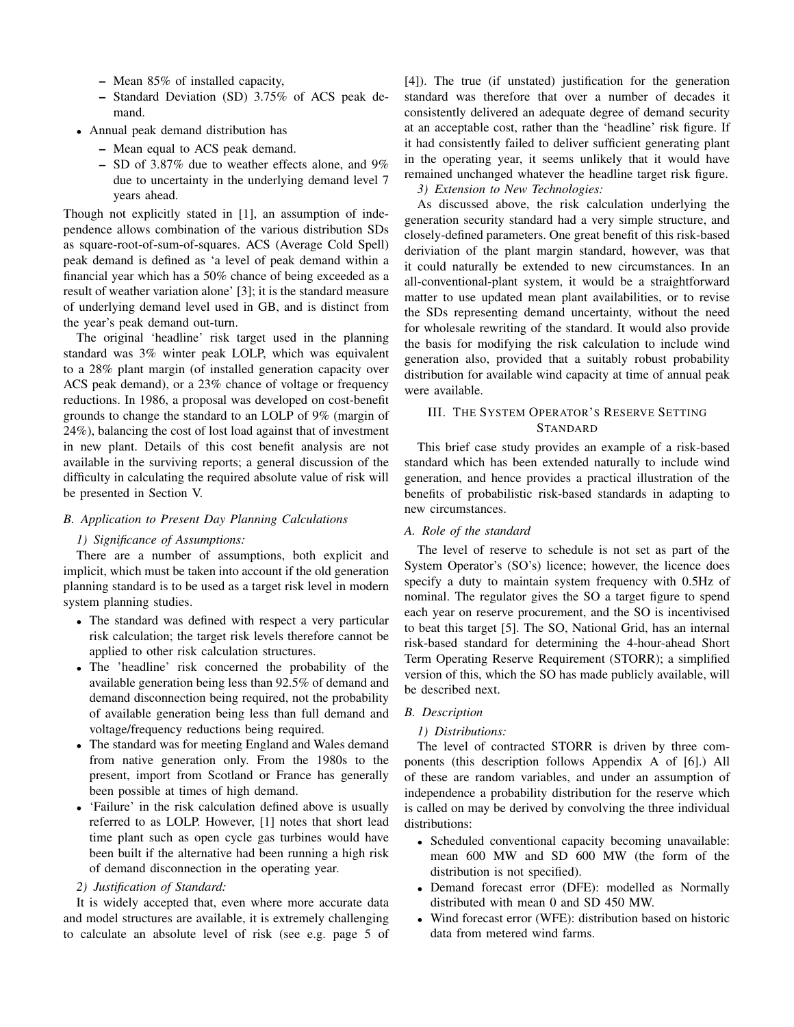- Mean 85% of installed capacity,
  - Standard Deviation (SD) 3.75% of ACS peak demand.
- Annual peak demand distribution has
  - Mean equal to ACS peak demand.
  - SD of 3.87% due to weather effects alone, and 9% due to uncertainty in the underlying demand level 7 years ahead.

Though not explicitly stated in [1], an assumption of independence allows combination of the various distribution SDs as square-root-of-sum-of-squares. ACS (Average Cold Spell) peak demand is defined as 'a level of peak demand within a financial year which has a 50% chance of being exceeded as a result of weather variation alone' [3]; it is the standard measure of underlying demand level used in GB, and is distinct from the year's peak demand out-turn.

The original 'headline' risk target used in the planning standard was 3% winter peak LOLP, which was equivalent to a 28% plant margin (of installed generation capacity over ACS peak demand), or a 23% chance of voltage or frequency reductions. In 1986, a proposal was developed on cost-benefit grounds to change the standard to an LOLP of 9% (margin of 24%), balancing the cost of lost load against that of investment in new plant. Details of this cost benefit analysis are not available in the surviving reports; a general discussion of the difficulty in calculating the required absolute value of risk will be presented in Section V.

### *B. Application to Present Day Planning Calculations*

*1) Significance of Assumptions:*

There are a number of assumptions, both explicit and implicit, which must be taken into account if the old generation planning standard is to be used as a target risk level in modern system planning studies.

- The standard was defined with respect a very particular risk calculation; the target risk levels therefore cannot be applied to other risk calculation structures.
- The 'headline' risk concerned the probability of the available generation being less than 92.5% of demand and demand disconnection being required, not the probability of available generation being less than full demand and voltage/frequency reductions being required.
- The standard was for meeting England and Wales demand from native generation only. From the 1980s to the present, import from Scotland or France has generally been possible at times of high demand.
- 'Failure' in the risk calculation defined above is usually referred to as LOLP. However, [1] notes that short lead time plant such as open cycle gas turbines would have been built if the alternative had been running a high risk of demand disconnection in the operating year.

*2) Justification of Standard:*

It is widely accepted that, even where more accurate data and model structures are available, it is extremely challenging to calculate an absolute level of risk (see e.g. page 5 of [4]). The true (if unstated) justification for the generation standard was therefore that over a number of decades it consistently delivered an adequate degree of demand security at an acceptable cost, rather than the 'headline' risk figure. If it had consistently failed to deliver sufficient generating plant in the operating year, it seems unlikely that it would have remained unchanged whatever the headline target risk figure.

*3) Extension to New Technologies:*

As discussed above, the risk calculation underlying the generation security standard had a very simple structure, and closely-defined parameters. One great benefit of this risk-based deriviation of the plant margin standard, however, was that it could naturally be extended to new circumstances. In an all-conventional-plant system, it would be a straightforward matter to use updated mean plant availabilities, or to revise the SDs representing demand uncertainty, without the need for wholesale rewriting of the standard. It would also provide the basis for modifying the risk calculation to include wind generation also, provided that a suitably robust probability distribution for available wind capacity at time of annual peak were available.

## III. The System Operator's Reserve Setting Standard

This brief case study provides an example of a risk-based standard which has been extended naturally to include wind generation, and hence provides a practical illustration of the benefits of probabilistic risk-based standards in adapting to new circumstances.

### *A. Role of the standard*

The level of reserve to schedule is not set as part of the System Operator's (SO's) licence; however, the licence does specify a duty to maintain system frequency with 0.5Hz of nominal. The regulator gives the SO a target figure to spend each year on reserve procurement, and the SO is incentivised to beat this target [5]. The SO, National Grid, has an internal risk-based standard for determining the 4-hour-ahead Short Term Operating Reserve Requirement (STORR); a simplified version of this, which the SO has made publicly available, will be described next.

### *B. Description*

*1) Distributions:*

The level of contracted STORR is driven by three components (this description follows Appendix A of [6].) All of these are random variables, and under an assumption of independence a probability distribution for the reserve which is called on may be derived by convolving the three individual distributions:

- Scheduled conventional capacity becoming unavailable: mean 600 MW and SD 600 MW (the form of the distribution is not specified).
- Demand forecast error (DFE): modelled as Normally distributed with mean 0 and SD 450 MW.
- Wind forecast error (WFE): distribution based on historic data from metered wind farms.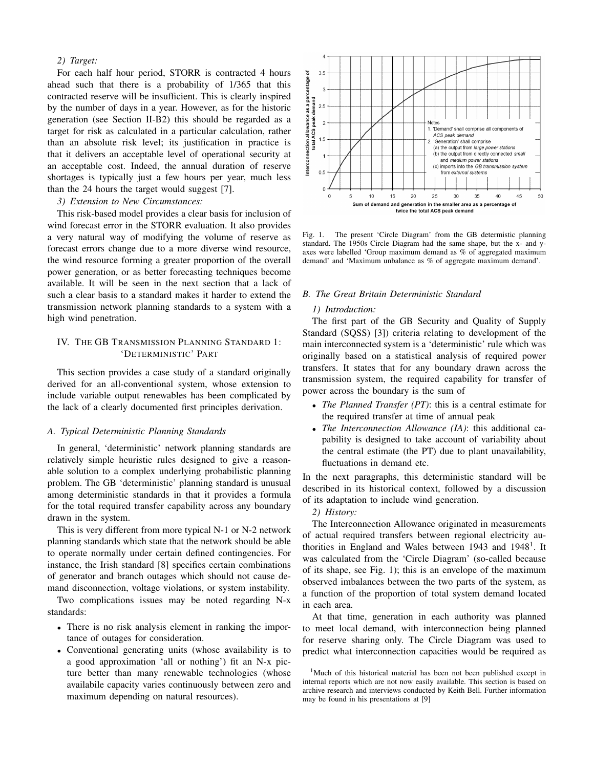*2) Target:*

For each half hour period, STORR is contracted 4 hours ahead such that there is a probability of 1/365 that this contracted reserve will be insufficient. This is clearly inspired by the number of days in a year. However, as for the historic generation (see Section II-B2) this should be regarded as a target for risk as calculated in a particular calculation, rather than an absolute risk level; its justification in practice is that it delivers an acceptable level of operational security at an acceptable cost. Indeed, the annual duration of reserve shortages is typically just a few hours per year, much less than the 24 hours the target would suggest [7].

*3) Extension to New Circumstances:*

This risk-based model provides a clear basis for inclusion of wind forecast error in the STORR evaluation. It also provides a very natural way of modifying the volume of reserve as forecast errors change due to a more diverse wind resource, the wind resource forming a greater proportion of the overall power generation, or as better forecasting techniques become available. It will be seen in the next section that a lack of such a clear basis to a standard makes it harder to extend the transmission network planning standards to a system with a high wind penetration.

## IV. The GB Transmission Planning Standard 1: 'Deterministic' Part

This section provides a case study of a standard originally derived for an all-conventional system, whose extension to include variable output renewables has been complicated by the lack of a clearly documented first principles derivation.

### A. Typical Deterministic Planning Standards

In general, 'deterministic' network planning standards are relatively simple heuristic rules designed to give a reasonable solution to a complex underlying probabilistic planning problem. The GB 'deterministic' planning standard is unusual among deterministic standards in that it provides a formula for the total required transfer capability across any boundary drawn in the system.

This is very different from more typical N-1 or N-2 network planning standards which state that the network should be able to operate normally under certain defined contingencies. For instance, the Irish standard [8] specifies certain combinations of generator and branch outages which should not cause demand disconnection, voltage violations, or system instability.

Two complications issues may be noted regarding N-x standards:

- There is no risk analysis element in ranking the importance of outages for consideration.
- Conventional generating units (whose availability is to a good approximation 'all or nothing') fit an N-x picture better than many renewable technologies (whose availabile capacity varies continuously between zero and maximum depending on natural resources).

Interconnection allowance as a percentage of total ACS peak demand

0 0.5 1 1.5 2 2.5 3 3.5 4

0 5 10 15 20 25 30 35 40 45 50

Sum of demand and generation in the smaller area as a percentage of twice the total ACS peak demand

Notes
1. 'Demand' shall comprise all components of *ACS peak demand*
2. 'Generation' shall comprise
(a) the output from *large power stations*
(b) the output from directly connected *small* and *medium power stations*
(c) imports into the *GB transmission system* from *external systems*

Fig. 1. The present 'Circle Diagram' from the GB determistic planning standard. The 1950s Circle Diagram had the same shape, but the x- and y-axes were labelled 'Group maximum demand as % of aggregated maximum demand' and 'Maximum unbalance as % of aggregate maximum demand'.

### B. The Great Britain Deterministic Standard

*1) Introduction:*

The first part of the GB Security and Quality of Supply Standard (SQSS) [3]) criteria relating to development of the main interconnected system is a 'deterministic' rule which was originally based on a statistical analysis of required power transfers. It states that for any boundary drawn across the transmission system, the required capability for transfer of power across the boundary is the sum of

- *The Planned Transfer (PT)*: this is a central estimate for the required transfer at time of annual peak
- *The Interconnection Allowance (IA)*: this additional capability is designed to take account of variability about the central estimate (the PT) due to plant unavailability, fluctuations in demand etc.

In the next paragraphs, this deterministic standard will be described in its historical context, followed by a discussion of its adaptation to include wind generation.

*2) History:*

The Interconnection Allowance originated in measurements of actual required transfers between regional electricity authorities in England and Wales between 1943 and 1948[1]. It was calculated from the 'Circle Diagram' (so-called because of its shape, see Fig. 1); this is an envelope of the maximum observed imbalances between the two parts of the system, as a function of the proportion of total system demand located in each area.

At that time, generation in each authority was planned to meet local demand, with interconnection being planned for reserve sharing only. The Circle Diagram was used to predict what interconnection capacities would be required as

[1]Much of this historical material has been not been published except in internal reports which are not now easily available. This section is based on archive research and interviews conducted by Keith Bell. Further information may be found in his presentations at [9]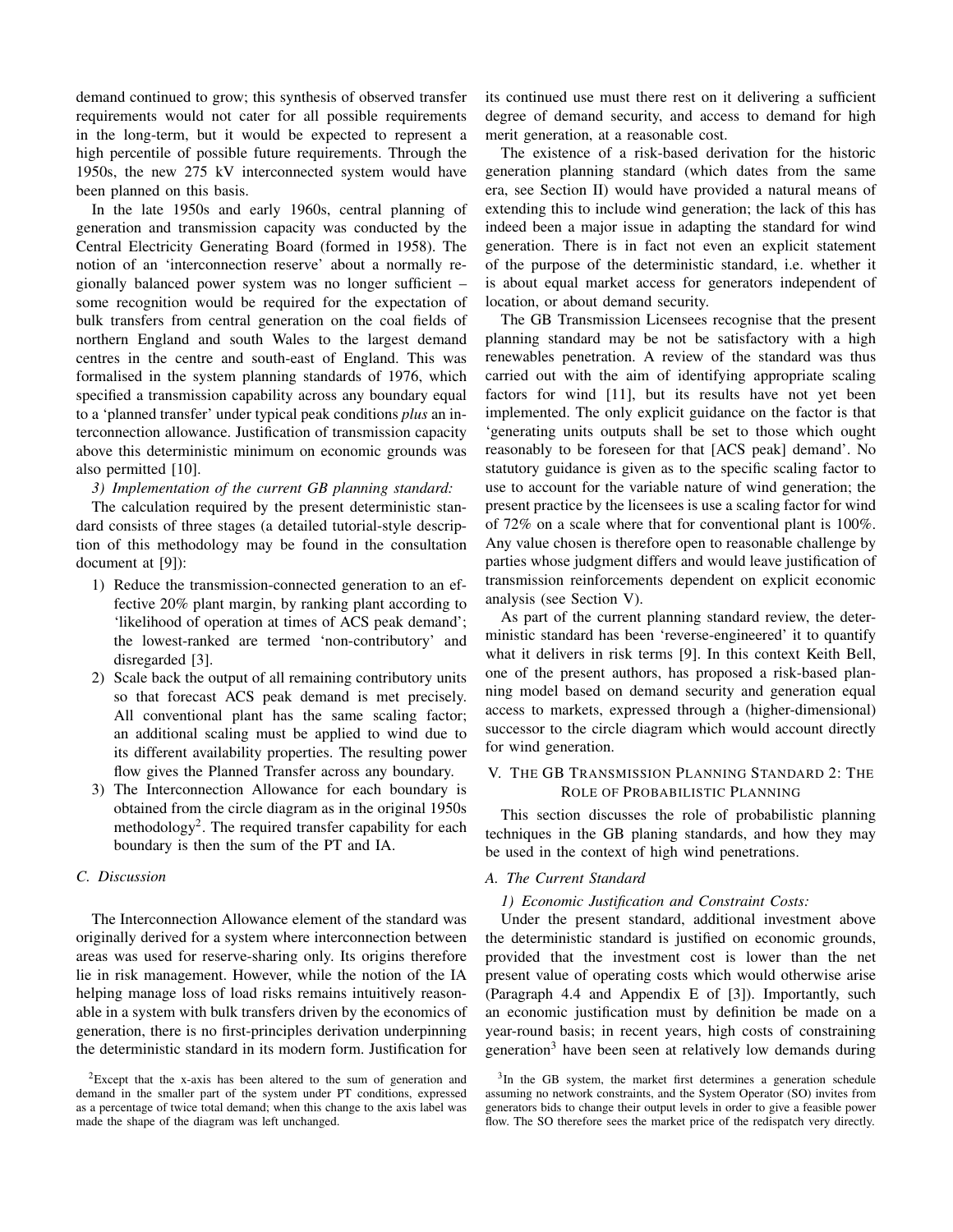demand continued to grow; this synthesis of observed transfer requirements would not cater for all possible requirements in the long-term, but it would be expected to represent a high percentile of possible future requirements. Through the 1950s, the new 275 kV interconnected system would have been planned on this basis.

In the late 1950s and early 1960s, central planning of generation and transmission capacity was conducted by the Central Electricity Generating Board (formed in 1958). The notion of an 'interconnection reserve' about a normally regionally balanced power system was no longer sufficient – some recognition would be required for the expectation of bulk transfers from central generation on the coal fields of northern England and south Wales to the largest demand centres in the centre and south-east of England. This was formalised in the system planning standards of 1976, which specified a transmission capability across any boundary equal to a 'planned transfer' under typical peak conditions *plus* an interconnection allowance. Justification of transmission capacity above this deterministic minimum on economic grounds was also permitted [10].

*3) Implementation of the current GB planning standard:*

The calculation required by the present deterministic standard consists of three stages (a detailed tutorial-style description of this methodology may be found in the consultation document at [9]):

1) Reduce the transmission-connected generation to an effective 20% plant margin, by ranking plant according to 'likelihood of operation at times of ACS peak demand'; the lowest-ranked are termed 'non-contributory' and disregarded [3].
2) Scale back the output of all remaining contributory units so that forecast ACS peak demand is met precisely. All conventional plant has the same scaling factor; an additional scaling must be applied to wind due to its different availability properties. The resulting power flow gives the Planned Transfer across any boundary.
3) The Interconnection Allowance for each boundary is obtained from the circle diagram as in the original 1950s methodology[2]. The required transfer capability for each boundary is then the sum of the PT and IA.

### C. Discussion

The Interconnection Allowance element of the standard was originally derived for a system where interconnection between areas was used for reserve-sharing only. Its origins therefore lie in risk management. However, while the notion of the IA helping manage loss of load risks remains intuitively reasonable in a system with bulk transfers driven by the economics of generation, there is no first-principles derivation underpinning the deterministic standard in its modern form. Justification for its continued use must there rest on it delivering a sufficient degree of demand security, and access to demand for high merit generation, at a reasonable cost.

The existence of a risk-based derivation for the historic generation planning standard (which dates from the same era, see Section II) would have provided a natural means of extending this to include wind generation; the lack of this has indeed been a major issue in adapting the standard for wind generation. There is in fact not even an explicit statement of the purpose of the deterministic standard, i.e. whether it is about equal market access for generators independent of location, or about demand security.

The GB Transmission Licensees recognise that the present planning standard may be not be satisfactory with a high renewables penetration. A review of the standard was thus carried out with the aim of identifying appropriate scaling factors for wind [11], but its results have not yet been implemented. The only explicit guidance on the factor is that 'generating units outputs shall be set to those which ought reasonably to be foreseen for that [ACS peak] demand'. No statutory guidance is given as to the specific scaling factor to use to account for the variable nature of wind generation; the present practice by the licensees is use a scaling factor for wind of 72% on a scale where that for conventional plant is 100%. Any value chosen is therefore open to reasonable challenge by parties whose judgment differs and would leave justification of transmission reinforcements dependent on explicit economic analysis (see Section V).

As part of the current planning standard review, the deterministic standard has been 'reverse-engineered' it to quantify what it delivers in risk terms [9]. In this context Keith Bell, one of the present authors, has proposed a risk-based planning model based on demand security and generation equal access to markets, expressed through a (higher-dimensional) successor to the circle diagram which would account directly for wind generation.

## V. The GB Transmission Planning Standard 2: The Role of Probabilistic Planning

This section discusses the role of probabilistic planning techniques in the GB planing standards, and how they may be used in the context of high wind penetrations.

### A. The Current Standard

*1) Economic Justification and Constraint Costs:*

Under the present standard, additional investment above the deterministic standard is justified on economic grounds, provided that the investment cost is lower than the net present value of operating costs which would otherwise arise (Paragraph 4.4 and Appendix E of [3]). Importantly, such an economic justification must by definition be made on a year-round basis; in recent years, high costs of constraining generation[3] have been seen at relatively low demands during

[2]Except that the x-axis has been altered to the sum of generation and demand in the smaller part of the system under PT conditions, expressed as a percentage of twice total demand; when this change to the axis label was made the shape of the diagram was left unchanged.

[3]In the GB system, the market first determines a generation schedule assuming no network constraints, and the System Operator (SO) invites from generators bids to change their output levels in order to give a feasible power flow. The SO therefore sees the market price of the redispatch very directly.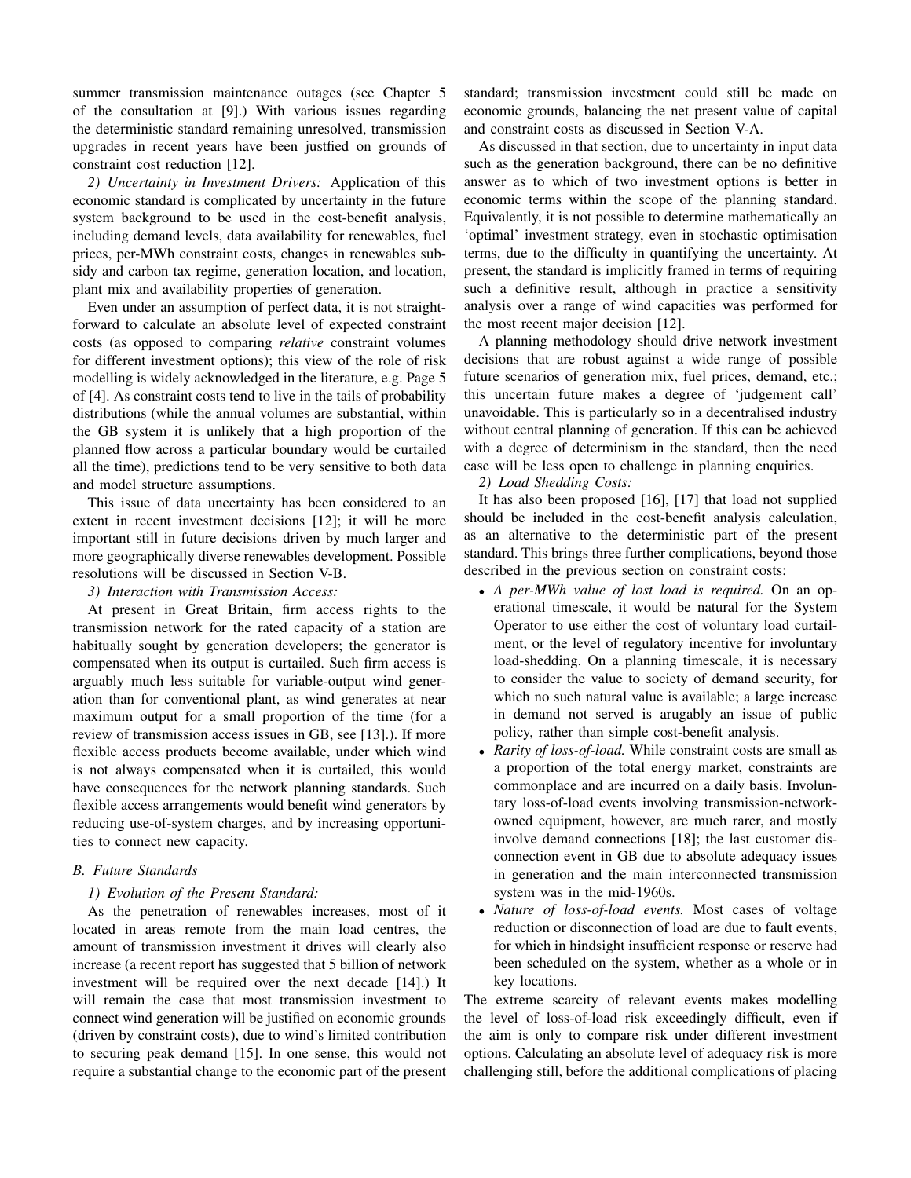summer transmission maintenance outages (see Chapter 5 of the consultation at [9].) With various issues regarding the deterministic standard remaining unresolved, transmission upgrades in recent years have been justfied on grounds of constraint cost reduction [12].

*2) Uncertainty in Investment Drivers:* Application of this economic standard is complicated by uncertainty in the future system background to be used in the cost-benefit analysis, including demand levels, data availability for renewables, fuel prices, per-MWh constraint costs, changes in renewables subsidy and carbon tax regime, generation location, and location, plant mix and availability properties of generation.

Even under an assumption of perfect data, it is not straightforward to calculate an absolute level of expected constraint costs (as opposed to comparing *relative* constraint volumes for different investment options); this view of the role of risk modelling is widely acknowledged in the literature, e.g. Page 5 of [4]. As constraint costs tend to live in the tails of probability distributions (while the annual volumes are substantial, within the GB system it is unlikely that a high proportion of the planned flow across a particular boundary would be curtailed all the time), predictions tend to be very sensitive to both data and model structure assumptions.

This issue of data uncertainty has been considered to an extent in recent investment decisions [12]; it will be more important still in future decisions driven by much larger and more geographically diverse renewables development. Possible resolutions will be discussed in Section V-B.

*3) Interaction with Transmission Access:*

At present in Great Britain, firm access rights to the transmission network for the rated capacity of a station are habitually sought by generation developers; the generator is compensated when its output is curtailed. Such firm access is arguably much less suitable for variable-output wind generation than for conventional plant, as wind generates at near maximum output for a small proportion of the time (for a review of transmission access issues in GB, see [13].). If more flexible access products become available, under which wind is not always compensated when it is curtailed, this would have consequences for the network planning standards. Such flexible access arrangements would benefit wind generators by reducing use-of-system charges, and by increasing opportunities to connect new capacity.

### B. Future Standards

*1) Evolution of the Present Standard:*

As the penetration of renewables increases, most of it located in areas remote from the main load centres, the amount of transmission investment it drives will clearly also increase (a recent report has suggested that 5 billion of network investment will be required over the next decade [14].) It will remain the case that most transmission investment to connect wind generation will be justified on economic grounds (driven by constraint costs), due to wind's limited contribution to securing peak demand [15]. In one sense, this would not require a substantial change to the economic part of the present standard; transmission investment could still be made on economic grounds, balancing the net present value of capital and constraint costs as discussed in Section V-A.

As discussed in that section, due to uncertainty in input data such as the generation background, there can be no definitive answer as to which of two investment options is better in economic terms within the scope of the planning standard. Equivalently, it is not possible to determine mathematically an 'optimal' investment strategy, even in stochastic optimisation terms, due to the difficulty in quantifying the uncertainty. At present, the standard is implicitly framed in terms of requiring such a definitive result, although in practice a sensitivity analysis over a range of wind capacities was performed for the most recent major decision [12].

A planning methodology should drive network investment decisions that are robust against a wide range of possible future scenarios of generation mix, fuel prices, demand, etc.; this uncertain future makes a degree of 'judgement call' unavoidable. This is particularly so in a decentralised industry without central planning of generation. If this can be achieved with a degree of determinism in the standard, then the need case will be less open to challenge in planning enquiries.

*2) Load Shedding Costs:*

It has also been proposed [16], [17] that load not supplied should be included in the cost-benefit analysis calculation, as an alternative to the deterministic part of the present standard. This brings three further complications, beyond those described in the previous section on constraint costs:

- *A per-MWh value of lost load is required.* On an operational timescale, it would be natural for the System Operator to use either the cost of voluntary load curtailment, or the level of regulatory incentive for involuntary load-shedding. On a planning timescale, it is necessary to consider the value to society of demand security, for which no such natural value is available; a large increase in demand not served is arugably an issue of public policy, rather than simple cost-benefit analysis.
- *Rarity of loss-of-load.* While constraint costs are small as a proportion of the total energy market, constraints are commonplace and are incurred on a daily basis. Involuntary loss-of-load events involving transmission-network-owned equipment, however, are much rarer, and mostly involve demand connections [18]; the last customer disconnection event in GB due to absolute adequacy issues in generation and the main interconnected transmission system was in the mid-1960s.
- *Nature of loss-of-load events.* Most cases of voltage reduction or disconnection of load are due to fault events, for which in hindsight insufficient response or reserve had been scheduled on the system, whether as a whole or in key locations.

The extreme scarcity of relevant events makes modelling the level of loss-of-load risk exceedingly difficult, even if the aim is only to compare risk under different investment options. Calculating an absolute level of adequacy risk is more challenging still, before the additional complications of placing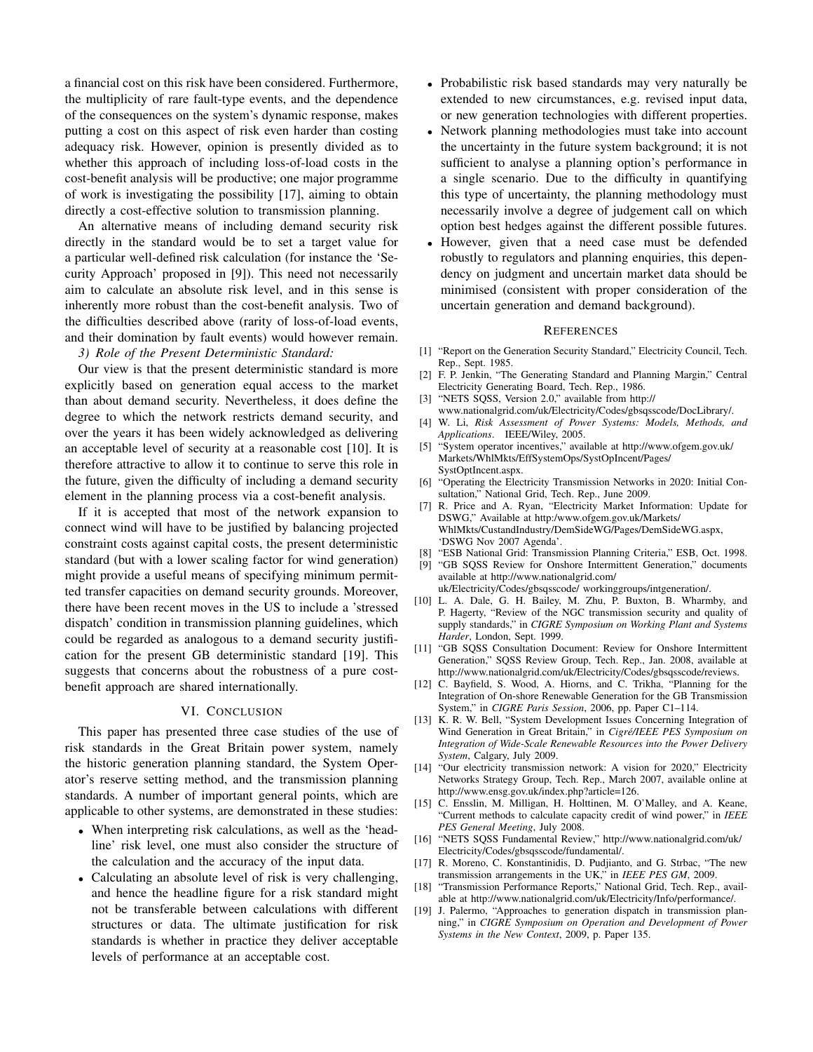a financial cost on this risk have been considered. Furthermore, the multiplicity of rare fault-type events, and the dependence of the consequences on the system's dynamic response, makes putting a cost on this aspect of risk even harder than costing adequacy risk. However, opinion is presently divided as to whether this approach of including loss-of-load costs in the cost-benefit analysis will be productive; one major programme of work is investigating the possibility [17], aiming to obtain directly a cost-effective solution to transmission planning.

An alternative means of including demand security risk directly in the standard would be to set a target value for a particular well-defined risk calculation (for instance the 'Security Approach' proposed in [9]). This need not necessarily aim to calculate an absolute risk level, and in this sense is inherently more robust than the cost-benefit analysis. Two of the difficulties described above (rarity of loss-of-load events, and their domination by fault events) would however remain.

*3) Role of the Present Deterministic Standard:*

Our view is that the present deterministic standard is more explicitly based on generation equal access to the market than about demand security. Nevertheless, it does define the degree to which the network restricts demand security, and over the years it has been widely acknowledged as delivering an acceptable level of security at a reasonable cost [10]. It is therefore attractive to allow it to continue to serve this role in the future, given the difficulty of including a demand security element in the planning process via a cost-benefit analysis.

If it is accepted that most of the network expansion to connect wind will have to be justified by balancing projected constraint costs against capital costs, the present deterministic standard (but with a lower scaling factor for wind generation) might provide a useful means of specifying minimum permitted transfer capacities on demand security grounds. Moreover, there have been recent moves in the US to include a 'stressed dispatch' condition in transmission planning guidelines, which could be regarded as analogous to a demand security justification for the present GB deterministic standard [19]. This suggests that concerns about the robustness of a pure cost-benefit approach are shared internationally.

## VI. Conclusion

This paper has presented three case studies of the use of risk standards in the Great Britain power system, namely the historic generation planning standard, the System Operator's reserve setting method, and the transmission planning standards. A number of important general points, which are applicable to other systems, are demonstrated in these studies:

- When interpreting risk calculations, as well as the 'headline' risk level, one must also consider the structure of the calculation and the accuracy of the input data.
- Calculating an absolute level of risk is very challenging, and hence the headline figure for a risk standard might not be transferable between calculations with different structures or data. The ultimate justification for risk standards is whether in practice they deliver acceptable levels of performance at an acceptable cost.
- Probabilistic risk based standards may very naturally be extended to new circumstances, e.g. revised input data, or new generation technologies with different properties.
- Network planning methodologies must take into account the uncertainty in the future system background; it is not sufficient to analyse a planning option's performance in a single scenario. Due to the difficulty in quantifying this type of uncertainty, the planning methodology must necessarily involve a degree of judgement call on which option best hedges against the different possible futures.
- However, given that a need case must be defended robustly to regulators and planning enquiries, this dependency on judgment and uncertain market data should be minimised (consistent with proper consideration of the uncertain generation and demand background).

## References

[1] "Report on the Generation Security Standard," Electricity Council, Tech. Rep., Sept. 1985.
[2] F. P. Jenkin, "The Generating Standard and Planning Margin," Central Electricity Generating Board, Tech. Rep., 1986.
[3] "NETS SQSS, Version 2.0," available from http://www.nationalgrid.com/uk/Electricity/Codes/gbsqsscode/DocLibrary/.
[4] W. Li, *Risk Assessment of Power Systems: Models, Methods, and Applications*. IEEE/Wiley, 2005.
[5] "System operator incentives," available at http://www.ofgem.gov.uk/Markets/WhlMkts/EffSystemOps/SystOpIncent/Pages/SystOptIncent.aspx.
[6] "Operating the Electricity Transmission Networks in 2020: Initial Consultation," National Grid, Tech. Rep., June 2009.
[7] R. Price and A. Ryan, "Electricity Market Information: Update for DSWG," Available at http:/www.ofgem.gov.uk/Markets/WhlMkts/CustandIndustry/DemSideWG/Pages/DemSideWG.aspx, 'DSWG Nov 2007 Agenda'.
[8] "ESB National Grid: Transmission Planning Criteria," ESB, Oct. 1998.
[9] "GB SQSS Review for Onshore Intermittent Generation," documents available at http://www.nationalgrid.com/uk/Electricity/Codes/gbsqsscode/ workinggroups/intgeneration/.
[10] L. A. Dale, G. H. Bailey, M. Zhu, P. Buxton, B. Wharmby, and P. Hagerty, "Review of the NGC transmission security and quality of supply standards," in *CIGRE Symposium on Working Plant and Systems Harder*, London, Sept. 1999.
[11] "GB SQSS Consultation Document: Review for Onshore Intermittent Generation," SQSS Review Group, Tech. Rep., Jan. 2008, available at http://www.nationalgrid.com/uk/Electricity/Codes/gbsqsscode/reviews.
[12] C. Bayfield, S. Wood, A. Hiorns, and C. Trikha, "Planning for the Integration of On-shore Renewable Generation for the GB Transmission System," in *CIGRE Paris Session*, 2006, pp. Paper C1–114.
[13] K. R. W. Bell, "System Development Issues Concerning Integration of Wind Generation in Great Britain," in *Cigré/IEEE PES Symposium on Integration of Wide-Scale Renewable Resources into the Power Delivery System*, Calgary, July 2009.
[14] "Our electricity transmission network: A vision for 2020," Electricity Networks Strategy Group, Tech. Rep., March 2007, available online at http://www.ensg.gov.uk/index.php?article=126.
[15] C. Ensslin, M. Milligan, H. Holttinen, M. O'Malley, and A. Keane, "Current methods to calculate capacity credit of wind power," in *IEEE PES General Meeting*, July 2008.
[16] "NETS SQSS Fundamental Review," http://www.nationalgrid.com/uk/Electricity/Codes/gbsqsscode/fundamental/.
[17] R. Moreno, C. Konstantinidis, D. Pudjianto, and G. Strbac, "The new transmission arrangements in the UK," in *IEEE PES GM*, 2009.
[18] "Transmission Performance Reports," National Grid, Tech. Rep., available at http://www.nationalgrid.com/uk/Electricity/Info/performance/.
[19] J. Palermo, "Approaches to generation dispatch in transmission planning," in *CIGRE Symposium on Operation and Development of Power Systems in the New Context*, 2009, p. Paper 135.